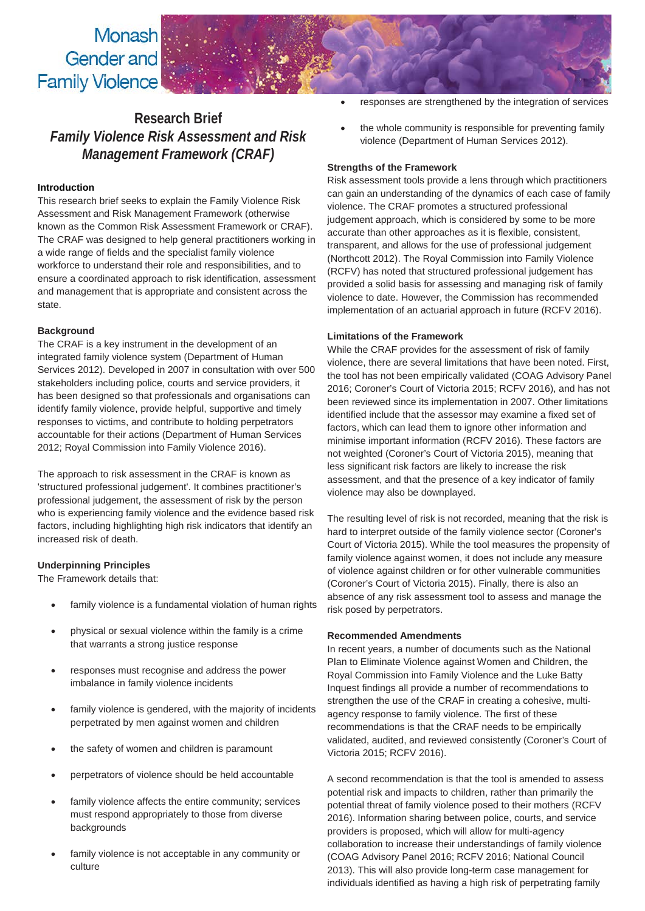Monash Gender and Family Violence

# Research Brief
## *Family Violence Risk Assessment and Risk Management Framework (CRAF)*

**Introduction**

This research brief seeks to explain the Family Violence Risk Assessment and Risk Management Framework (otherwise known as the Common Risk Assessment Framework or CRAF). The CRAF was designed to help general practitioners working in a wide range of fields and the specialist family violence workforce to understand their role and responsibilities, and to ensure a coordinated approach to risk identification, assessment and management that is appropriate and consistent across the state.

**Background**

The CRAF is a key instrument in the development of an integrated family violence system (Department of Human Services 2012). Developed in 2007 in consultation with over 500 stakeholders including police, courts and service providers, it has been designed so that professionals and organisations can identify family violence, provide helpful, supportive and timely responses to victims, and contribute to holding perpetrators accountable for their actions (Department of Human Services 2012; Royal Commission into Family Violence 2016).

The approach to risk assessment in the CRAF is known as 'structured professional judgement'. It combines practitioner's professional judgement, the assessment of risk by the person who is experiencing family violence and the evidence based risk factors, including highlighting high risk indicators that identify an increased risk of death.

**Underpinning Principles**

The Framework details that:

- family violence is a fundamental violation of human rights
- physical or sexual violence within the family is a crime that warrants a strong justice response
- responses must recognise and address the power imbalance in family violence incidents
- family violence is gendered, with the majority of incidents perpetrated by men against women and children
- the safety of women and children is paramount
- perpetrators of violence should be held accountable
- family violence affects the entire community; services must respond appropriately to those from diverse backgrounds
- family violence is not acceptable in any community or culture
- responses are strengthened by the integration of services
- the whole community is responsible for preventing family violence (Department of Human Services 2012).

**Strengths of the Framework**

Risk assessment tools provide a lens through which practitioners can gain an understanding of the dynamics of each case of family violence. The CRAF promotes a structured professional judgement approach, which is considered by some to be more accurate than other approaches as it is flexible, consistent, transparent, and allows for the use of professional judgement (Northcott 2012). The Royal Commission into Family Violence (RCFV) has noted that structured professional judgement has provided a solid basis for assessing and managing risk of family violence to date. However, the Commission has recommended implementation of an actuarial approach in future (RCFV 2016).

**Limitations of the Framework**

While the CRAF provides for the assessment of risk of family violence, there are several limitations that have been noted. First, the tool has not been empirically validated (COAG Advisory Panel 2016; Coroner's Court of Victoria 2015; RCFV 2016), and has not been reviewed since its implementation in 2007. Other limitations identified include that the assessor may examine a fixed set of factors, which can lead them to ignore other information and minimise important information (RCFV 2016). These factors are not weighted (Coroner's Court of Victoria 2015), meaning that less significant risk factors are likely to increase the risk assessment, and that the presence of a key indicator of family violence may also be downplayed.

The resulting level of risk is not recorded, meaning that the risk is hard to interpret outside of the family violence sector (Coroner's Court of Victoria 2015). While the tool measures the propensity of family violence against women, it does not include any measure of violence against children or for other vulnerable communities (Coroner's Court of Victoria 2015). Finally, there is also an absence of any risk assessment tool to assess and manage the risk posed by perpetrators.

**Recommended Amendments**

In recent years, a number of documents such as the National Plan to Eliminate Violence against Women and Children, the Royal Commission into Family Violence and the Luke Batty Inquest findings all provide a number of recommendations to strengthen the use of the CRAF in creating a cohesive, multi-agency response to family violence. The first of these recommendations is that the CRAF needs to be empirically validated, audited, and reviewed consistently (Coroner's Court of Victoria 2015; RCFV 2016).

A second recommendation is that the tool is amended to assess potential risk and impacts to children, rather than primarily the potential threat of family violence posed to their mothers (RCFV 2016). Information sharing between police, courts, and service providers is proposed, which will allow for multi-agency collaboration to increase their understandings of family violence (COAG Advisory Panel 2016; RCFV 2016; National Council 2013). This will also provide long-term case management for individuals identified as having a high risk of perpetrating family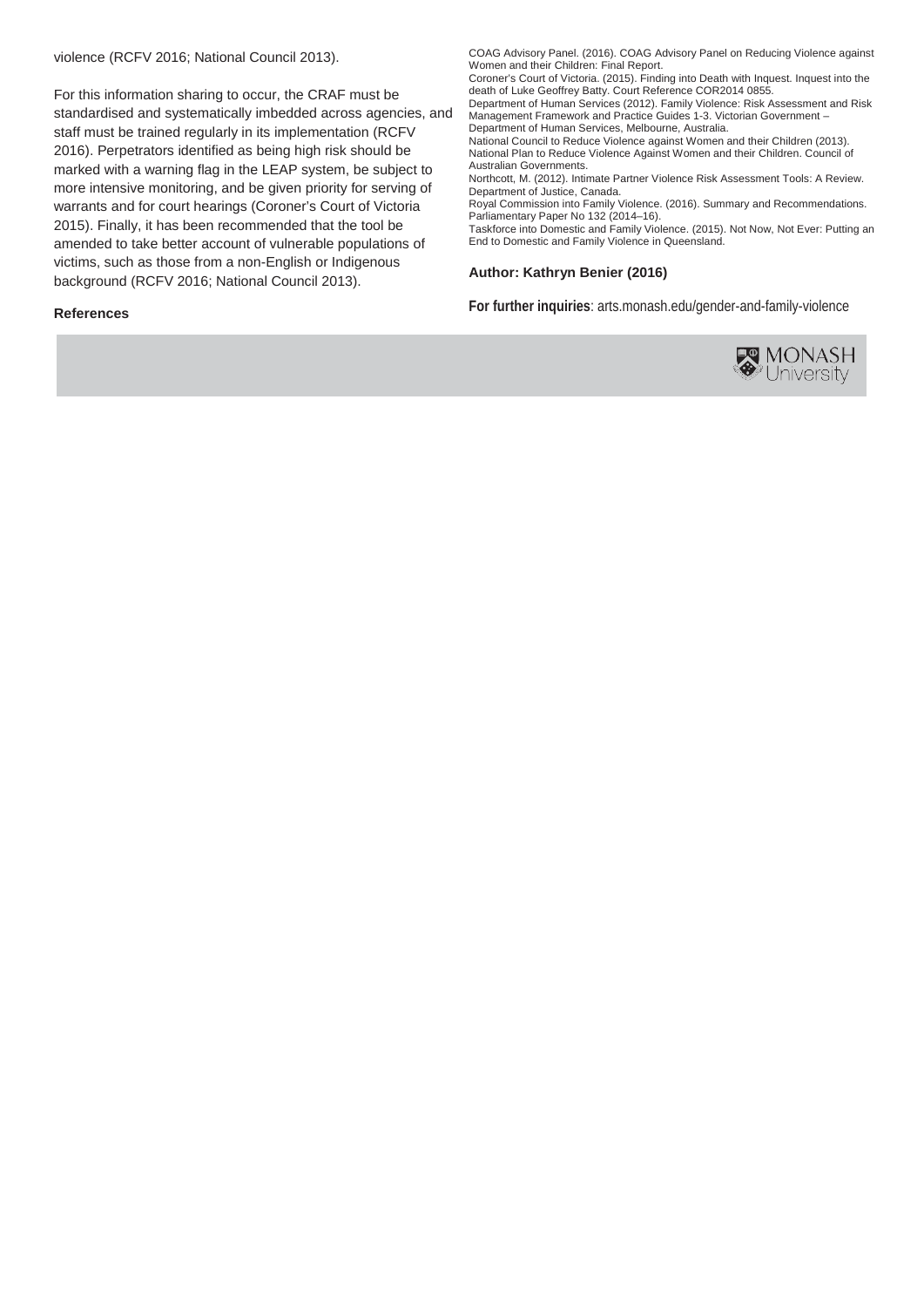violence (RCFV 2016; National Council 2013).

For this information sharing to occur, the CRAF must be standardised and systematically imbedded across agencies, and staff must be trained regularly in its implementation (RCFV 2016). Perpetrators identified as being high risk should be marked with a warning flag in the LEAP system, be subject to more intensive monitoring, and be given priority for serving of warrants and for court hearings (Coroner's Court of Victoria 2015). Finally, it has been recommended that the tool be amended to take better account of vulnerable populations of victims, such as those from a non-English or Indigenous background (RCFV 2016; National Council 2013).

**References**

COAG Advisory Panel. (2016). COAG Advisory Panel on Reducing Violence against Women and their Children: Final Report.

Coroner's Court of Victoria. (2015). Finding into Death with Inquest. Inquest into the death of Luke Geoffrey Batty. Court Reference COR2014 0855.

Department of Human Services (2012). Family Violence: Risk Assessment and Risk Management Framework and Practice Guides 1-3. Victorian Government – Department of Human Services, Melbourne, Australia.

National Council to Reduce Violence against Women and their Children (2013). National Plan to Reduce Violence Against Women and their Children. Council of Australian Governments.

Northcott, M. (2012). Intimate Partner Violence Risk Assessment Tools: A Review. Department of Justice, Canada.

Royal Commission into Family Violence. (2016). Summary and Recommendations. Parliamentary Paper No 132 (2014–16).

Taskforce into Domestic and Family Violence. (2015). Not Now, Not Ever: Putting an End to Domestic and Family Violence in Queensland.

**Author: Kathryn Benier (2016)**

**For further inquiries**: arts.monash.edu/gender-and-family-violence

MONASH University